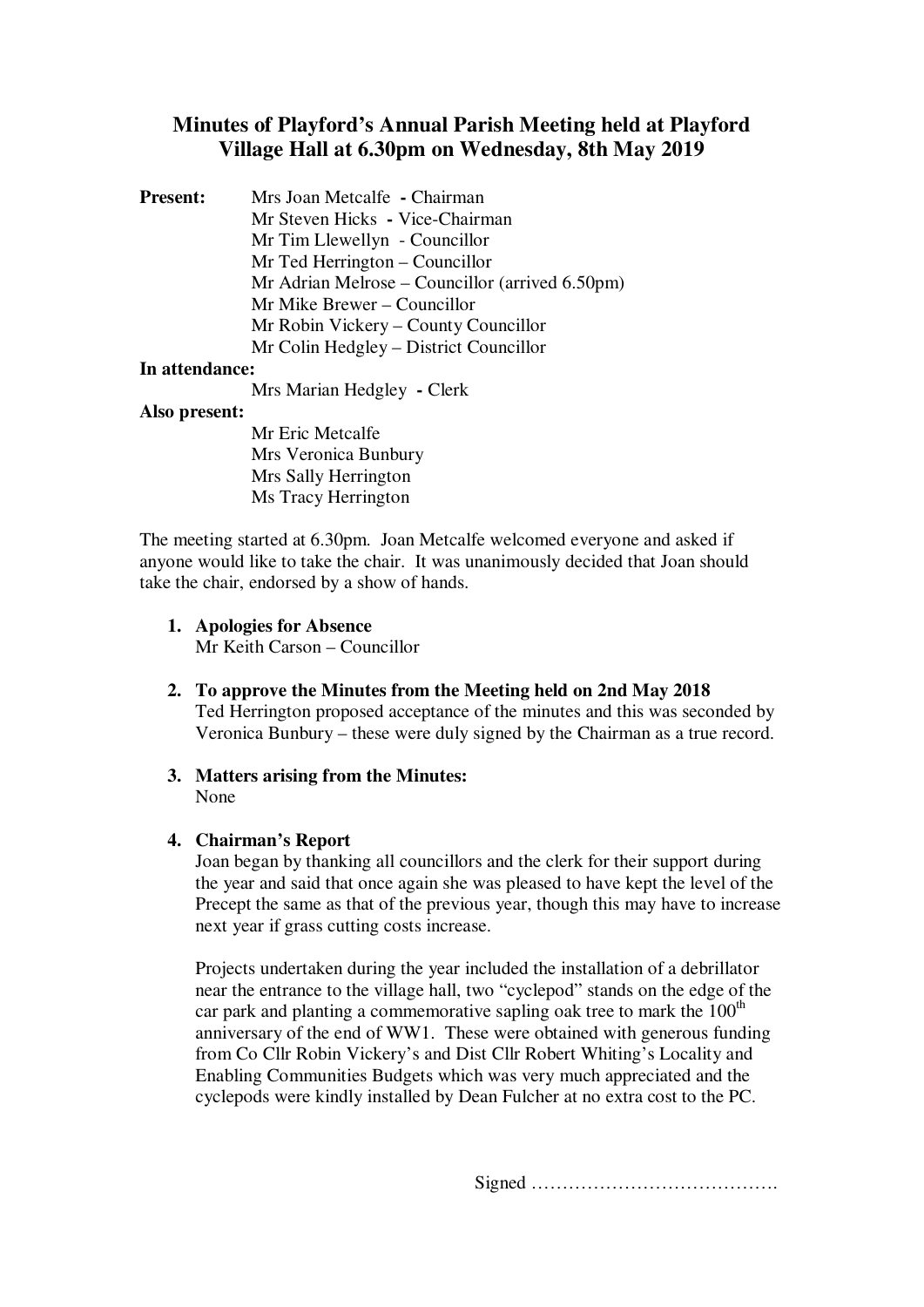# Minutes of Playford's Annual Parish Meeting held at Playford Village Hall at 6.30pm on Wednesday, 8th May 2019

**Present:**
Mrs Joan Metcalfe **-** Chairman
Mr Steven Hicks **-** Vice-Chairman
Mr Tim Llewellyn - Councillor
Mr Ted Herrington – Councillor
Mr Adrian Melrose – Councillor (arrived 6.50pm)
Mr Mike Brewer – Councillor
Mr Robin Vickery – County Councillor
Mr Colin Hedgley – District Councillor

**In attendance:**
Mrs Marian Hedgley **-** Clerk

**Also present:**
Mr Eric Metcalfe
Mrs Veronica Bunbury
Mrs Sally Herrington
Ms Tracy Herrington

The meeting started at 6.30pm. Joan Metcalfe welcomed everyone and asked if anyone would like to take the chair. It was unanimously decided that Joan should take the chair, endorsed by a show of hands.

1. **Apologies for Absence**
   Mr Keith Carson – Councillor

2. **To approve the Minutes from the Meeting held on 2nd May 2018**
   Ted Herrington proposed acceptance of the minutes and this was seconded by Veronica Bunbury – these were duly signed by the Chairman as a true record.

3. **Matters arising from the Minutes:**
   None

4. **Chairman's Report**
   Joan began by thanking all councillors and the clerk for their support during the year and said that once again she was pleased to have kept the level of the Precept the same as that of the previous year, though this may have to increase next year if grass cutting costs increase.

   Projects undertaken during the year included the installation of a debrillator near the entrance to the village hall, two "cyclepod" stands on the edge of the car park and planting a commemorative sapling oak tree to mark the 100th anniversary of the end of WW1. These were obtained with generous funding from Co Cllr Robin Vickery's and Dist Cllr Robert Whiting's Locality and Enabling Communities Budgets which was very much appreciated and the cyclepods were kindly installed by Dean Fulcher at no extra cost to the PC.

Signed ………………………………….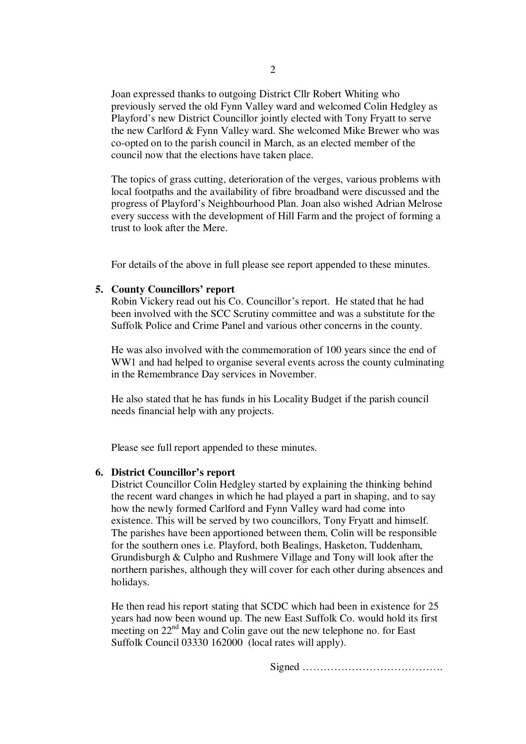Joan expressed thanks to outgoing District Cllr Robert Whiting who previously served the old Fynn Valley ward and welcomed Colin Hedgley as Playford's new District Councillor jointly elected with Tony Fryatt to serve the new Carlford & Fynn Valley ward. She welcomed Mike Brewer who was co-opted on to the parish council in March, as an elected member of the council now that the elections have taken place.

The topics of grass cutting, deterioration of the verges, various problems with local footpaths and the availability of fibre broadband were discussed and the progress of Playford's Neighbourhood Plan. Joan also wished Adrian Melrose every success with the development of Hill Farm and the project of forming a trust to look after the Mere.

For details of the above in full please see report appended to these minutes.

5. **County Councillors' report**

Robin Vickery read out his Co. Councillor's report. He stated that he had been involved with the SCC Scrutiny committee and was a substitute for the Suffolk Police and Crime Panel and various other concerns in the county.

He was also involved with the commemoration of 100 years since the end of WW1 and had helped to organise several events across the county culminating in the Remembrance Day services in November.

He also stated that he has funds in his Locality Budget if the parish council needs financial help with any projects.

Please see full report appended to these minutes.

6. **District Councillor's report**

District Councillor Colin Hedgley started by explaining the thinking behind the recent ward changes in which he had played a part in shaping, and to say how the newly formed Carlford and Fynn Valley ward had come into existence. This will be served by two councillors, Tony Fryatt and himself. The parishes have been apportioned between them, Colin will be responsible for the southern ones i.e. Playford, both Bealings, Hasketon, Tuddenham, Grundisburgh & Culpho and Rushmere Village and Tony will look after the northern parishes, although they will cover for each other during absences and holidays.

He then read his report stating that SCDC which had been in existence for 25 years had now been wound up. The new East Suffolk Co. would hold its first meeting on 22nd May and Colin gave out the new telephone no. for East Suffolk Council 03330 162000 (local rates will apply).

Signed ………………………………….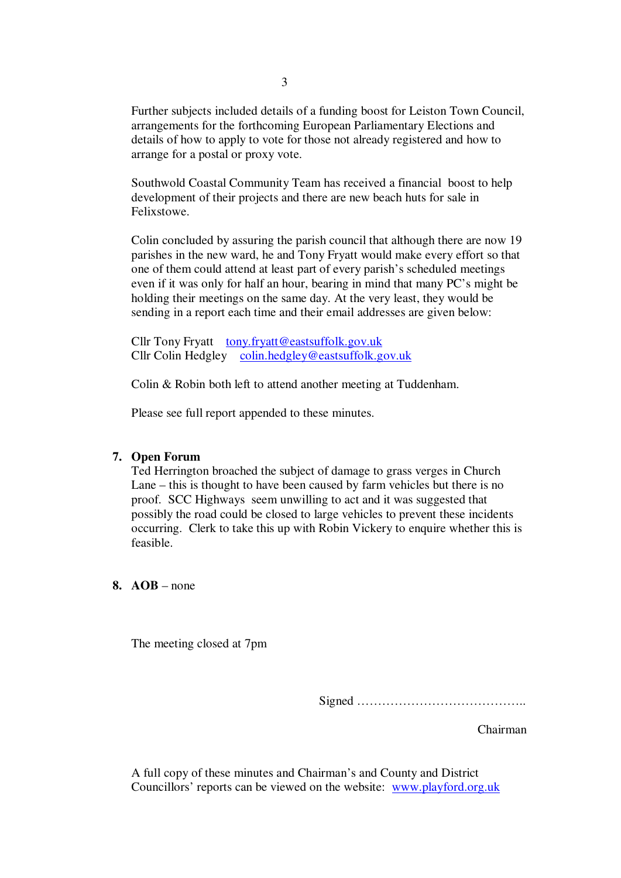Further subjects included details of a funding boost for Leiston Town Council, arrangements for the forthcoming European Parliamentary Elections and details of how to apply to vote for those not already registered and how to arrange for a postal or proxy vote.

Southwold Coastal Community Team has received a financial boost to help development of their projects and there are new beach huts for sale in Felixstowe.

Colin concluded by assuring the parish council that although there are now 19 parishes in the new ward, he and Tony Fryatt would make every effort so that one of them could attend at least part of every parish's scheduled meetings even if it was only for half an hour, bearing in mind that many PC's might be holding their meetings on the same day. At the very least, they would be sending in a report each time and their email addresses are given below:

Cllr Tony Fryatt tony.fryatt@eastsuffolk.gov.uk
Cllr Colin Hedgley colin.hedgley@eastsuffolk.gov.uk

Colin & Robin both left to attend another meeting at Tuddenham.

Please see full report appended to these minutes.

**7. Open Forum**

Ted Herrington broached the subject of damage to grass verges in Church Lane – this is thought to have been caused by farm vehicles but there is no proof. SCC Highways seem unwilling to act and it was suggested that possibly the road could be closed to large vehicles to prevent these incidents occurring. Clerk to take this up with Robin Vickery to enquire whether this is feasible.

**8. AOB** – none

The meeting closed at 7pm

Signed …………………………………..

Chairman

A full copy of these minutes and Chairman's and County and District Councillors' reports can be viewed on the website: www.playford.org.uk